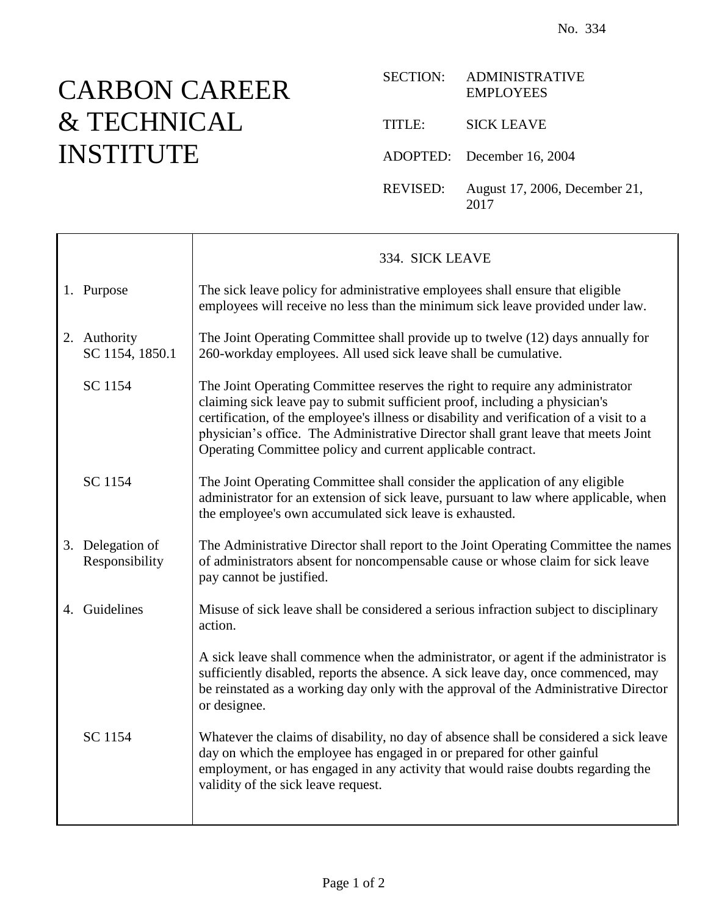No. 334

# CARBON CAREER & TECHNICAL INSTITUTE

SECTION: ADMINISTRATIVE EMPLOYEES

TITLE: SICK LEAVE

ADOPTED: December 16, 2004

REVISED: August 17, 2006, December 21, 2017

## 334. SICK LEAVE

| | |
|---|---|
| 1. Purpose | The sick leave policy for administrative employees shall ensure that eligible employees will receive no less than the minimum sick leave provided under law. |
| 2. Authority SC 1154, 1850.1 | The Joint Operating Committee shall provide up to twelve (12) days annually for 260-workday employees. All used sick leave shall be cumulative. |
| SC 1154 | The Joint Operating Committee reserves the right to require any administrator claiming sick leave pay to submit sufficient proof, including a physician's certification, of the employee's illness or disability and verification of a visit to a physician's office. The Administrative Director shall grant leave that meets Joint Operating Committee policy and current applicable contract. |
| SC 1154 | The Joint Operating Committee shall consider the application of any eligible administrator for an extension of sick leave, pursuant to law where applicable, when the employee's own accumulated sick leave is exhausted. |
| 3. Delegation of Responsibility | The Administrative Director shall report to the Joint Operating Committee the names of administrators absent for noncompensable cause or whose claim for sick leave pay cannot be justified. |
| 4. Guidelines | Misuse of sick leave shall be considered a serious infraction subject to disciplinary action. |
| | A sick leave shall commence when the administrator, or agent if the administrator is sufficiently disabled, reports the absence. A sick leave day, once commenced, may be reinstated as a working day only with the approval of the Administrative Director or designee. |
| SC 1154 | Whatever the claims of disability, no day of absence shall be considered a sick leave day on which the employee has engaged in or prepared for other gainful employment, or has engaged in any activity that would raise doubts regarding the validity of the sick leave request. |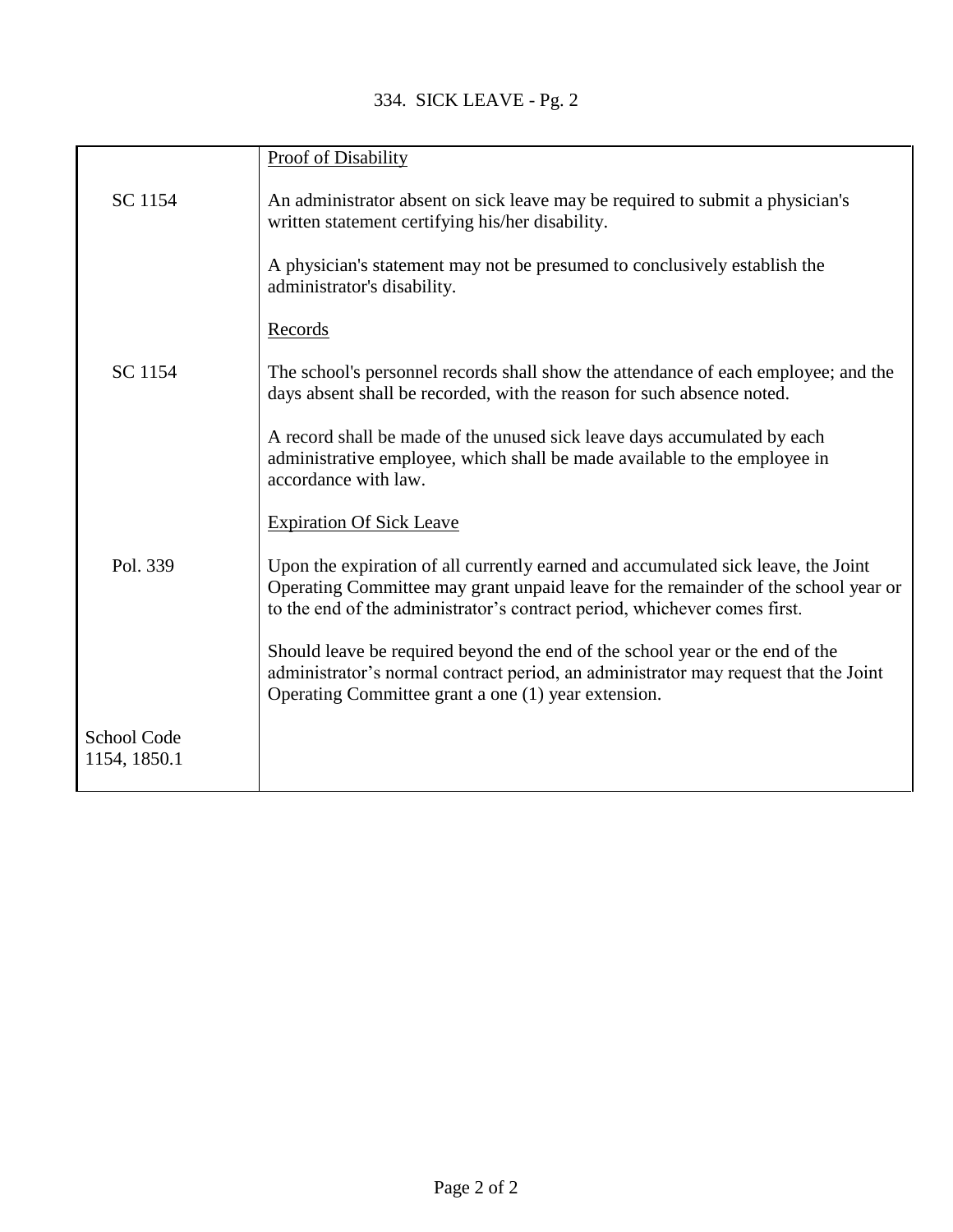334. SICK LEAVE - Pg. 2

| | |
|---|---|
| | <u>Proof of Disability</u> |
| SC 1154 | An administrator absent on sick leave may be required to submit a physician's written statement certifying his/her disability. |
| | A physician's statement may not be presumed to conclusively establish the administrator's disability. |
| | <u>Records</u> |
| SC 1154 | The school's personnel records shall show the attendance of each employee; and the days absent shall be recorded, with the reason for such absence noted. |
| | A record shall be made of the unused sick leave days accumulated by each administrative employee, which shall be made available to the employee in accordance with law. |
| | <u>Expiration Of Sick Leave</u> |
| Pol. 339 | Upon the expiration of all currently earned and accumulated sick leave, the Joint Operating Committee may grant unpaid leave for the remainder of the school year or to the end of the administrator's contract period, whichever comes first. |
| | Should leave be required beyond the end of the school year or the end of the administrator's normal contract period, an administrator may request that the Joint Operating Committee grant a one (1) year extension. |
| School Code 1154, 1850.1 | |